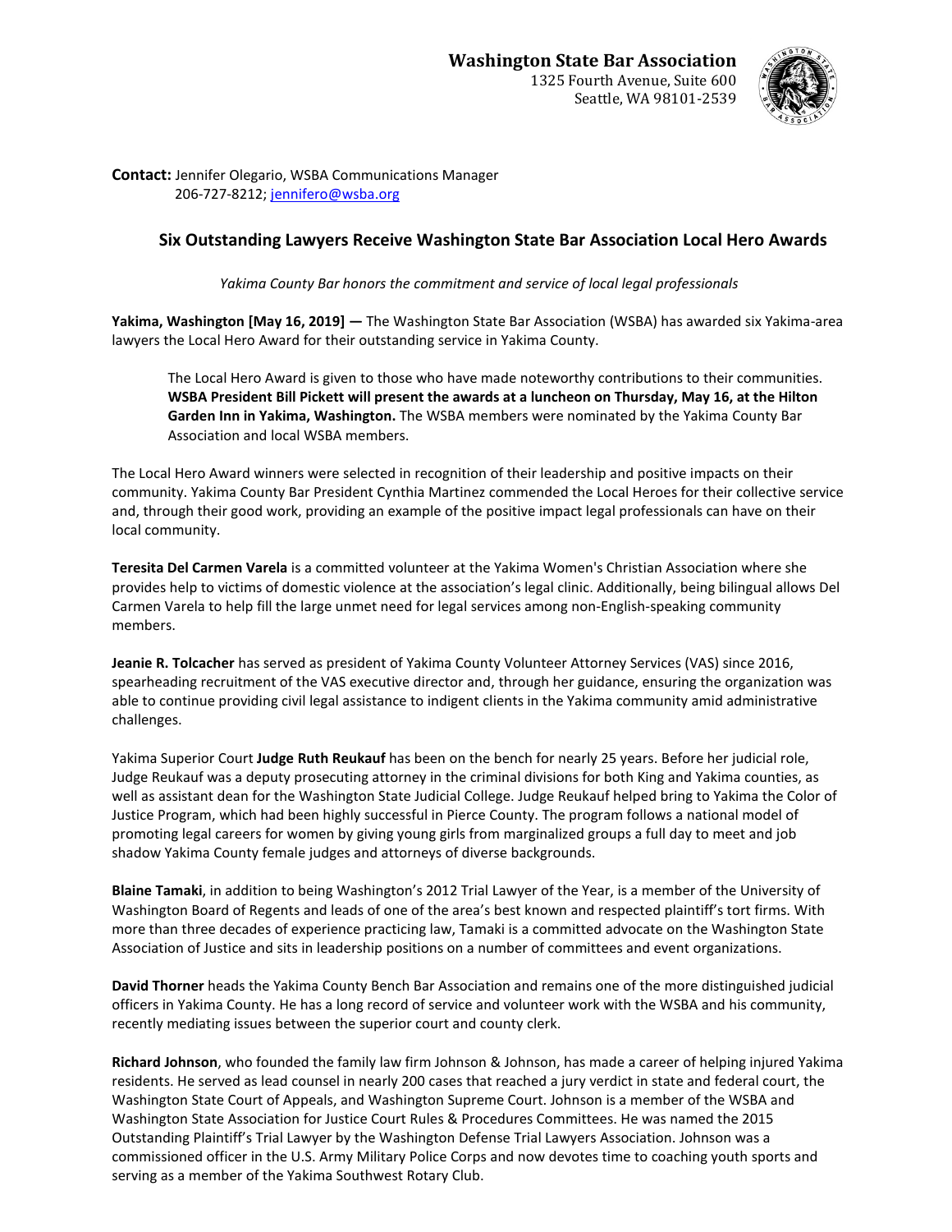**Washington State Bar Association**
1325 Fourth Avenue, Suite 600
Seattle, WA 98101-2539

**Contact:** Jennifer Olegario, WSBA Communications Manager
206-727-8212; jennifero@wsba.org

## Six Outstanding Lawyers Receive Washington State Bar Association Local Hero Awards

*Yakima County Bar honors the commitment and service of local legal professionals*

**Yakima, Washington [May 16, 2019] —** The Washington State Bar Association (WSBA) has awarded six Yakima-area lawyers the Local Hero Award for their outstanding service in Yakima County.

> The Local Hero Award is given to those who have made noteworthy contributions to their communities. **WSBA President Bill Pickett will present the awards at a luncheon on Thursday, May 16, at the Hilton Garden Inn in Yakima, Washington.** The WSBA members were nominated by the Yakima County Bar Association and local WSBA members.

The Local Hero Award winners were selected in recognition of their leadership and positive impacts on their community. Yakima County Bar President Cynthia Martinez commended the Local Heroes for their collective service and, through their good work, providing an example of the positive impact legal professionals can have on their local community.

**Teresita Del Carmen Varela** is a committed volunteer at the Yakima Women's Christian Association where she provides help to victims of domestic violence at the association's legal clinic. Additionally, being bilingual allows Del Carmen Varela to help fill the large unmet need for legal services among non-English-speaking community members.

**Jeanie R. Tolcacher** has served as president of Yakima County Volunteer Attorney Services (VAS) since 2016, spearheading recruitment of the VAS executive director and, through her guidance, ensuring the organization was able to continue providing civil legal assistance to indigent clients in the Yakima community amid administrative challenges.

Yakima Superior Court **Judge Ruth Reukauf** has been on the bench for nearly 25 years. Before her judicial role, Judge Reukauf was a deputy prosecuting attorney in the criminal divisions for both King and Yakima counties, as well as assistant dean for the Washington State Judicial College. Judge Reukauf helped bring to Yakima the Color of Justice Program, which had been highly successful in Pierce County. The program follows a national model of promoting legal careers for women by giving young girls from marginalized groups a full day to meet and job shadow Yakima County female judges and attorneys of diverse backgrounds.

**Blaine Tamaki**, in addition to being Washington's 2012 Trial Lawyer of the Year, is a member of the University of Washington Board of Regents and leads of one of the area's best known and respected plaintiff's tort firms. With more than three decades of experience practicing law, Tamaki is a committed advocate on the Washington State Association of Justice and sits in leadership positions on a number of committees and event organizations.

**David Thorner** heads the Yakima County Bench Bar Association and remains one of the more distinguished judicial officers in Yakima County. He has a long record of service and volunteer work with the WSBA and his community, recently mediating issues between the superior court and county clerk.

**Richard Johnson**, who founded the family law firm Johnson & Johnson, has made a career of helping injured Yakima residents. He served as lead counsel in nearly 200 cases that reached a jury verdict in state and federal court, the Washington State Court of Appeals, and Washington Supreme Court. Johnson is a member of the WSBA and Washington State Association for Justice Court Rules & Procedures Committees. He was named the 2015 Outstanding Plaintiff's Trial Lawyer by the Washington Defense Trial Lawyers Association. Johnson was a commissioned officer in the U.S. Army Military Police Corps and now devotes time to coaching youth sports and serving as a member of the Yakima Southwest Rotary Club.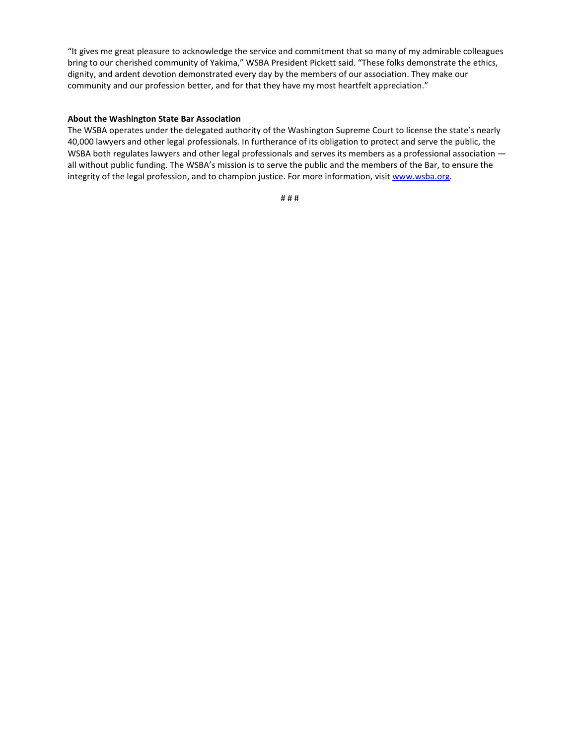"It gives me great pleasure to acknowledge the service and commitment that so many of my admirable colleagues bring to our cherished community of Yakima," WSBA President Pickett said. "These folks demonstrate the ethics, dignity, and ardent devotion demonstrated every day by the members of our association. They make our community and our profession better, and for that they have my most heartfelt appreciation."

**About the Washington State Bar Association**

The WSBA operates under the delegated authority of the Washington Supreme Court to license the state's nearly 40,000 lawyers and other legal professionals. In furtherance of its obligation to protect and serve the public, the WSBA both regulates lawyers and other legal professionals and serves its members as a professional association — all without public funding. The WSBA's mission is to serve the public and the members of the Bar, to ensure the integrity of the legal profession, and to champion justice. For more information, visit [www.wsba.org](http://www.wsba.org).

# # #